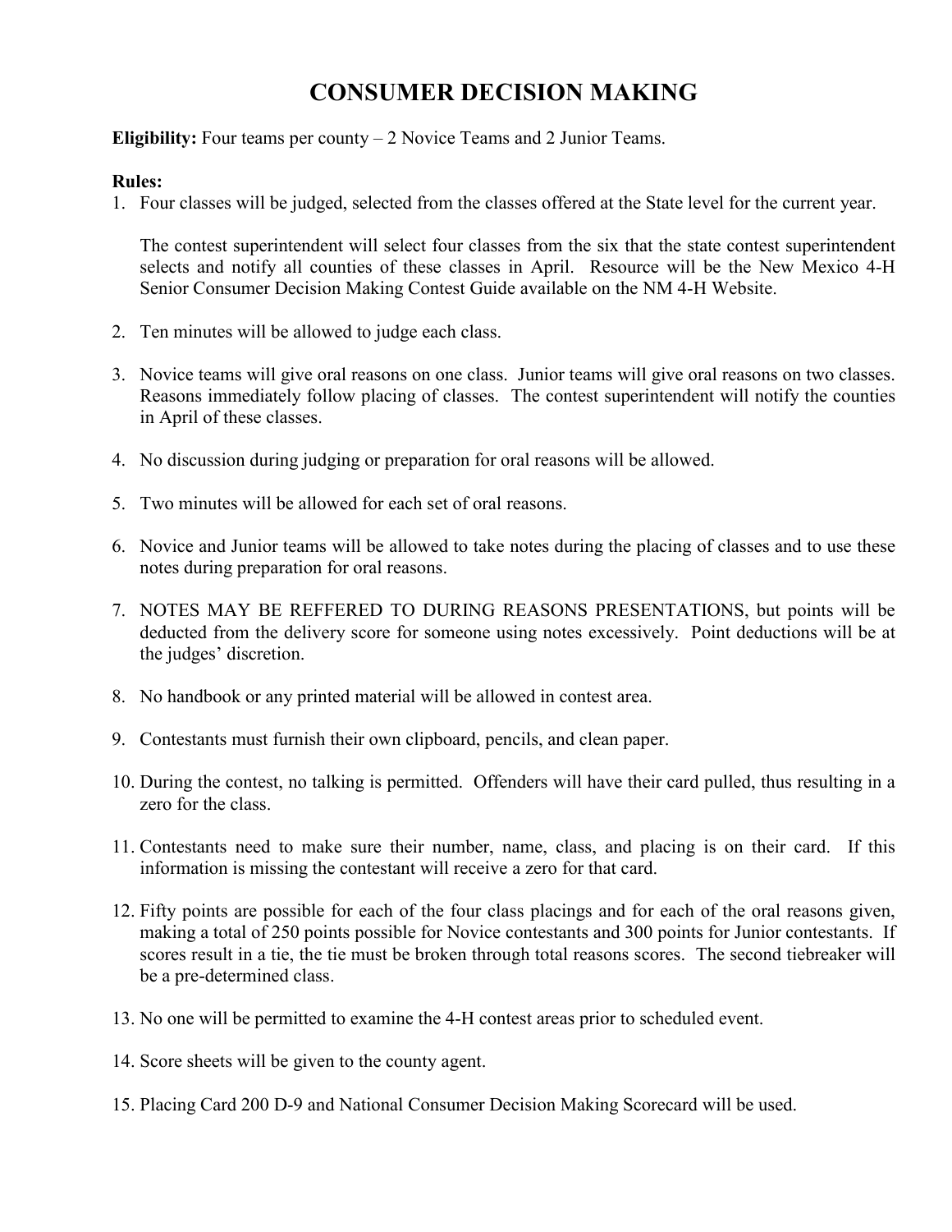# CONSUMER DECISION MAKING

**Eligibility:** Four teams per county – 2 Novice Teams and 2 Junior Teams.

**Rules:**

1. Four classes will be judged, selected from the classes offered at the State level for the current year.

   The contest superintendent will select four classes from the six that the state contest superintendent selects and notify all counties of these classes in April. Resource will be the New Mexico 4-H Senior Consumer Decision Making Contest Guide available on the NM 4-H Website.

2. Ten minutes will be allowed to judge each class.

3. Novice teams will give oral reasons on one class. Junior teams will give oral reasons on two classes. Reasons immediately follow placing of classes. The contest superintendent will notify the counties in April of these classes.

4. No discussion during judging or preparation for oral reasons will be allowed.

5. Two minutes will be allowed for each set of oral reasons.

6. Novice and Junior teams will be allowed to take notes during the placing of classes and to use these notes during preparation for oral reasons.

7. NOTES MAY BE REFFERED TO DURING REASONS PRESENTATIONS, but points will be deducted from the delivery score for someone using notes excessively. Point deductions will be at the judges' discretion.

8. No handbook or any printed material will be allowed in contest area.

9. Contestants must furnish their own clipboard, pencils, and clean paper.

10. During the contest, no talking is permitted. Offenders will have their card pulled, thus resulting in a zero for the class.

11. Contestants need to make sure their number, name, class, and placing is on their card. If this information is missing the contestant will receive a zero for that card.

12. Fifty points are possible for each of the four class placings and for each of the oral reasons given, making a total of 250 points possible for Novice contestants and 300 points for Junior contestants. If scores result in a tie, the tie must be broken through total reasons scores. The second tiebreaker will be a pre-determined class.

13. No one will be permitted to examine the 4-H contest areas prior to scheduled event.

14. Score sheets will be given to the county agent.

15. Placing Card 200 D-9 and National Consumer Decision Making Scorecard will be used.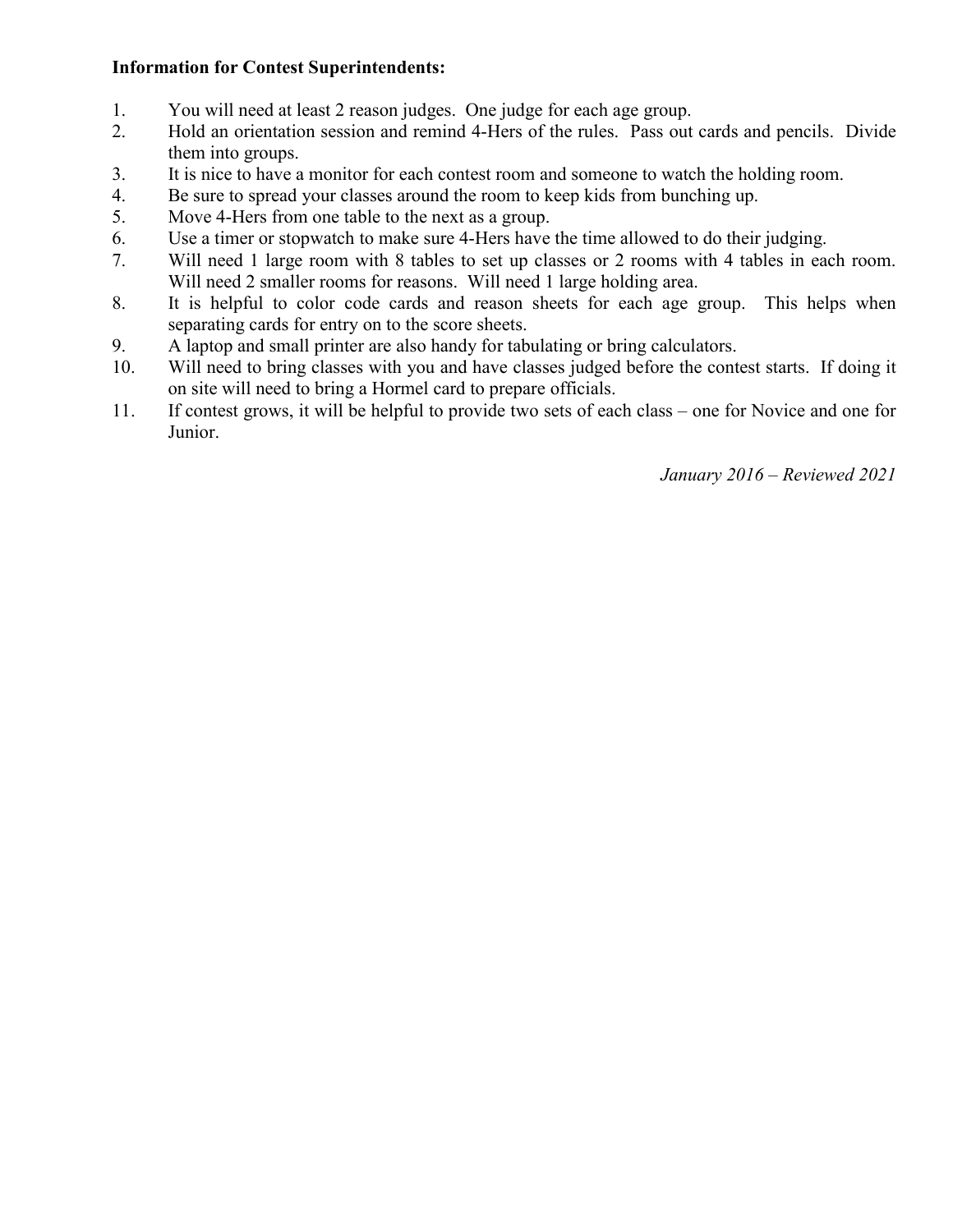**Information for Contest Superintendents:**

1. You will need at least 2 reason judges. One judge for each age group.
2. Hold an orientation session and remind 4-Hers of the rules. Pass out cards and pencils. Divide them into groups.
3. It is nice to have a monitor for each contest room and someone to watch the holding room.
4. Be sure to spread your classes around the room to keep kids from bunching up.
5. Move 4-Hers from one table to the next as a group.
6. Use a timer or stopwatch to make sure 4-Hers have the time allowed to do their judging.
7. Will need 1 large room with 8 tables to set up classes or 2 rooms with 4 tables in each room. Will need 2 smaller rooms for reasons. Will need 1 large holding area.
8. It is helpful to color code cards and reason sheets for each age group. This helps when separating cards for entry on to the score sheets.
9. A laptop and small printer are also handy for tabulating or bring calculators.
10. Will need to bring classes with you and have classes judged before the contest starts. If doing it on site will need to bring a Hormel card to prepare officials.
11. If contest grows, it will be helpful to provide two sets of each class – one for Novice and one for Junior.

*January 2016 – Reviewed 2021*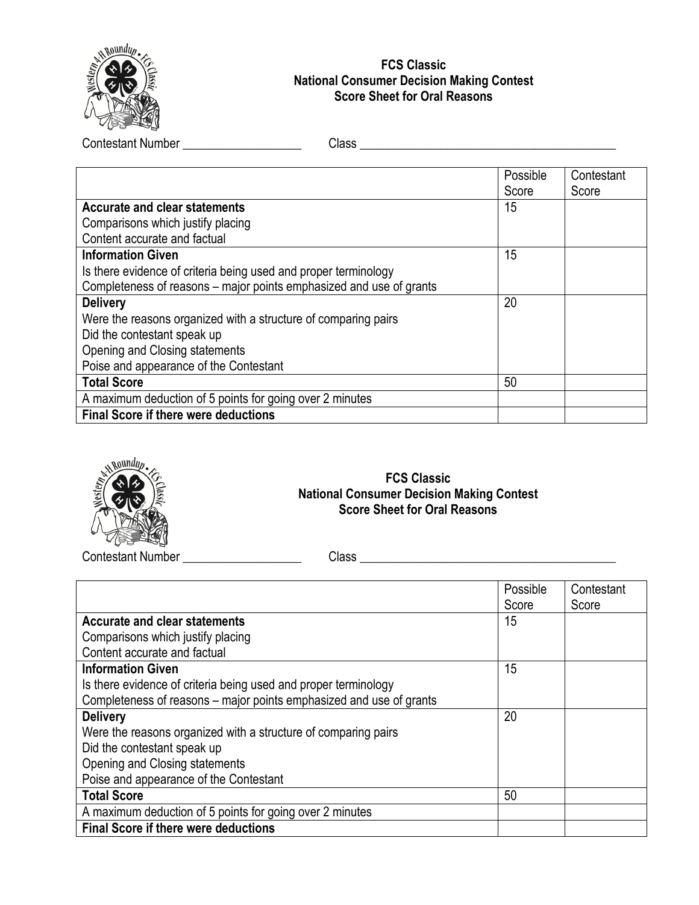**FCS Classic**
**National Consumer Decision Making Contest**
**Score Sheet for Oral Reasons**

Contestant Number ___________________ Class _________________________________________

| | Possible Score | Contestant Score |
|---|---|---|
| **Accurate and clear statements**<br>Comparisons which justify placing<br>Content accurate and factual | 15 | |
| **Information Given**<br>Is there evidence of criteria being used and proper terminology<br>Completeness of reasons – major points emphasized and use of grants | 15 | |
| **Delivery**<br>Were the reasons organized with a structure of comparing pairs<br>Did the contestant speak up<br>Opening and Closing statements<br>Poise and appearance of the Contestant | 20 | |
| **Total Score** | 50 | |
| A maximum deduction of 5 points for going over 2 minutes | | |
| **Final Score if there were deductions** | | |

**FCS Classic**
**National Consumer Decision Making Contest**
**Score Sheet for Oral Reasons**

Contestant Number ___________________ Class _________________________________________

| | Possible Score | Contestant Score |
|---|---|---|
| **Accurate and clear statements**<br>Comparisons which justify placing<br>Content accurate and factual | 15 | |
| **Information Given**<br>Is there evidence of criteria being used and proper terminology<br>Completeness of reasons – major points emphasized and use of grants | 15 | |
| **Delivery**<br>Were the reasons organized with a structure of comparing pairs<br>Did the contestant speak up<br>Opening and Closing statements<br>Poise and appearance of the Contestant | 20 | |
| **Total Score** | 50 | |
| A maximum deduction of 5 points for going over 2 minutes | | |
| **Final Score if there were deductions** | | |